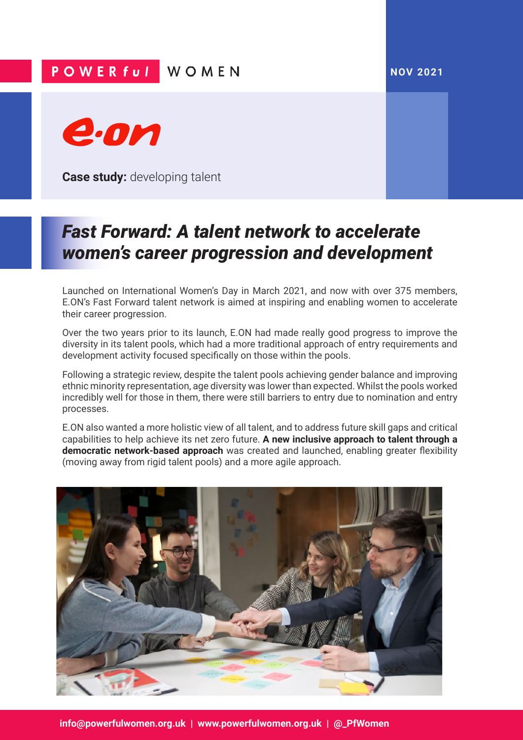POWERful WOMEN

NOV 2021

e·on

**Case study:** developing talent

# *Fast Forward: A talent network to accelerate women's career progression and development*

Launched on International Women's Day in March 2021, and now with over 375 members, E.ON's Fast Forward talent network is aimed at inspiring and enabling women to accelerate their career progression.

Over the two years prior to its launch, E.ON had made really good progress to improve the diversity in its talent pools, which had a more traditional approach of entry requirements and development activity focused specifically on those within the pools.

Following a strategic review, despite the talent pools achieving gender balance and improving ethnic minority representation, age diversity was lower than expected. Whilst the pools worked incredibly well for those in them, there were still barriers to entry due to nomination and entry processes.

E.ON also wanted a more holistic view of all talent, and to address future skill gaps and critical capabilities to help achieve its net zero future. **A new inclusive approach to talent through a democratic network-based approach** was created and launched, enabling greater flexibility (moving away from rigid talent pools) and a more agile approach.

info@powerfulwomen.org.uk | www.powerfulwomen.org.uk | @_PfWomen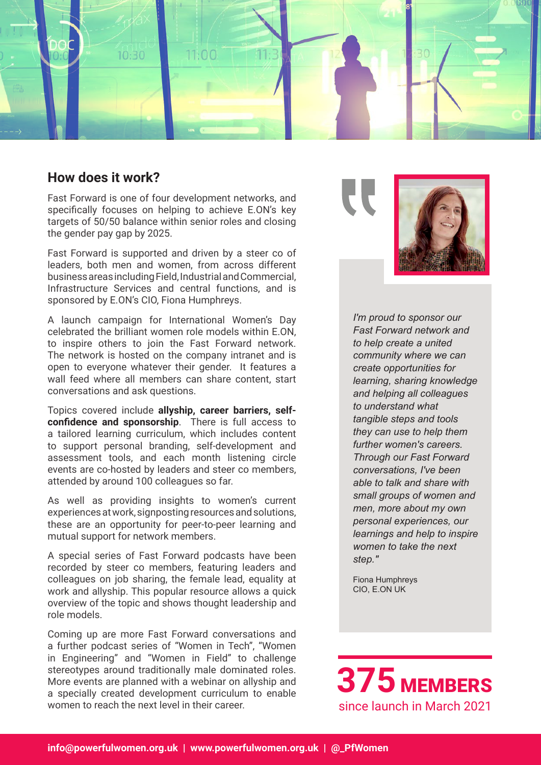## How does it work?

Fast Forward is one of four development networks, and specifically focuses on helping to achieve E.ON's key targets of 50/50 balance within senior roles and closing the gender pay gap by 2025.

Fast Forward is supported and driven by a steer co of leaders, both men and women, from across different business areas including Field, Industrial and Commercial, Infrastructure Services and central functions, and is sponsored by E.ON's CIO, Fiona Humphreys.

A launch campaign for International Women's Day celebrated the brilliant women role models within E.ON, to inspire others to join the Fast Forward network. The network is hosted on the company intranet and is open to everyone whatever their gender. It features a wall feed where all members can share content, start conversations and ask questions.

Topics covered include **allyship, career barriers, self-confidence and sponsorship**. There is full access to a tailored learning curriculum, which includes content to support personal branding, self-development and assessment tools, and each month listening circle events are co-hosted by leaders and steer co members, attended by around 100 colleagues so far.

As well as providing insights to women's current experiences at work, signposting resources and solutions, these are an opportunity for peer-to-peer learning and mutual support for network members.

A special series of Fast Forward podcasts have been recorded by steer co members, featuring leaders and colleagues on job sharing, the female lead, equality at work and allyship. This popular resource allows a quick overview of the topic and shows thought leadership and role models.

Coming up are more Fast Forward conversations and a further podcast series of "Women in Tech", "Women in Engineering" and "Women in Field" to challenge stereotypes around traditionally male dominated roles. More events are planned with a webinar on allyship and a specially created development curriculum to enable women to reach the next level in their career.

"*I'm proud to sponsor our Fast Forward network and to help create a united community where we can create opportunities for learning, sharing knowledge and helping all colleagues to understand what tangible steps and tools they can use to help them further women's careers. Through our Fast Forward conversations, I've been able to talk and share with small groups of women and men, more about my own personal experiences, our learnings and help to inspire women to take the next step."*

Fiona Humphreys
CIO, E.ON UK

**375 MEMBERS**
since launch in March 2021

**info@powerfulwomen.org.uk | www.powerfulwomen.org.uk | @_PfWomen**